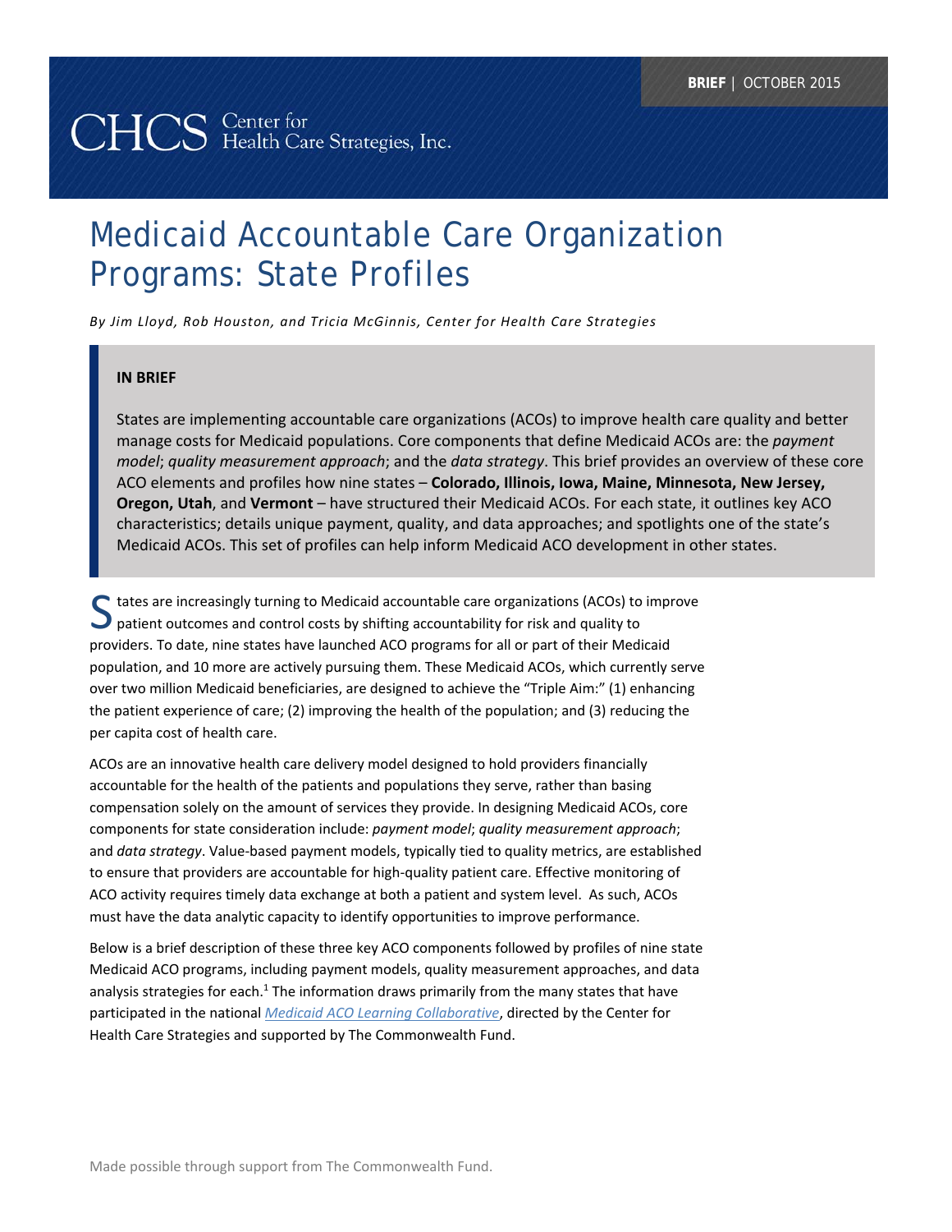BRIEF | OCTOBER 2015

CHCS Center for Health Care Strategies, Inc.

# Medicaid Accountable Care Organization Programs: State Profiles

*By Jim Lloyd, Rob Houston, and Tricia McGinnis, Center for Health Care Strategies*

**IN BRIEF**

States are implementing accountable care organizations (ACOs) to improve health care quality and better manage costs for Medicaid populations. Core components that define Medicaid ACOs are: the *payment model*; *quality measurement approach*; and the *data strategy*. This brief provides an overview of these core ACO elements and profiles how nine states – **Colorado, Illinois, Iowa, Maine, Minnesota, New Jersey, Oregon, Utah**, and **Vermont** – have structured their Medicaid ACOs. For each state, it outlines key ACO characteristics; details unique payment, quality, and data approaches; and spotlights one of the state's Medicaid ACOs. This set of profiles can help inform Medicaid ACO development in other states.

States are increasingly turning to Medicaid accountable care organizations (ACOs) to improve patient outcomes and control costs by shifting accountability for risk and quality to providers. To date, nine states have launched ACO programs for all or part of their Medicaid population, and 10 more are actively pursuing them. These Medicaid ACOs, which currently serve over two million Medicaid beneficiaries, are designed to achieve the "Triple Aim:" (1) enhancing the patient experience of care; (2) improving the health of the population; and (3) reducing the per capita cost of health care.

ACOs are an innovative health care delivery model designed to hold providers financially accountable for the health of the patients and populations they serve, rather than basing compensation solely on the amount of services they provide. In designing Medicaid ACOs, core components for state consideration include: *payment model*; *quality measurement approach*; and *data strategy*. Value-based payment models, typically tied to quality metrics, are established to ensure that providers are accountable for high-quality patient care. Effective monitoring of ACO activity requires timely data exchange at both a patient and system level. As such, ACOs must have the data analytic capacity to identify opportunities to improve performance.

Below is a brief description of these three key ACO components followed by profiles of nine state Medicaid ACO programs, including payment models, quality measurement approaches, and data analysis strategies for each.[1] The information draws primarily from the many states that have participated in the national *Medicaid ACO Learning Collaborative*, directed by the Center for Health Care Strategies and supported by The Commonwealth Fund.

Made possible through support from The Commonwealth Fund.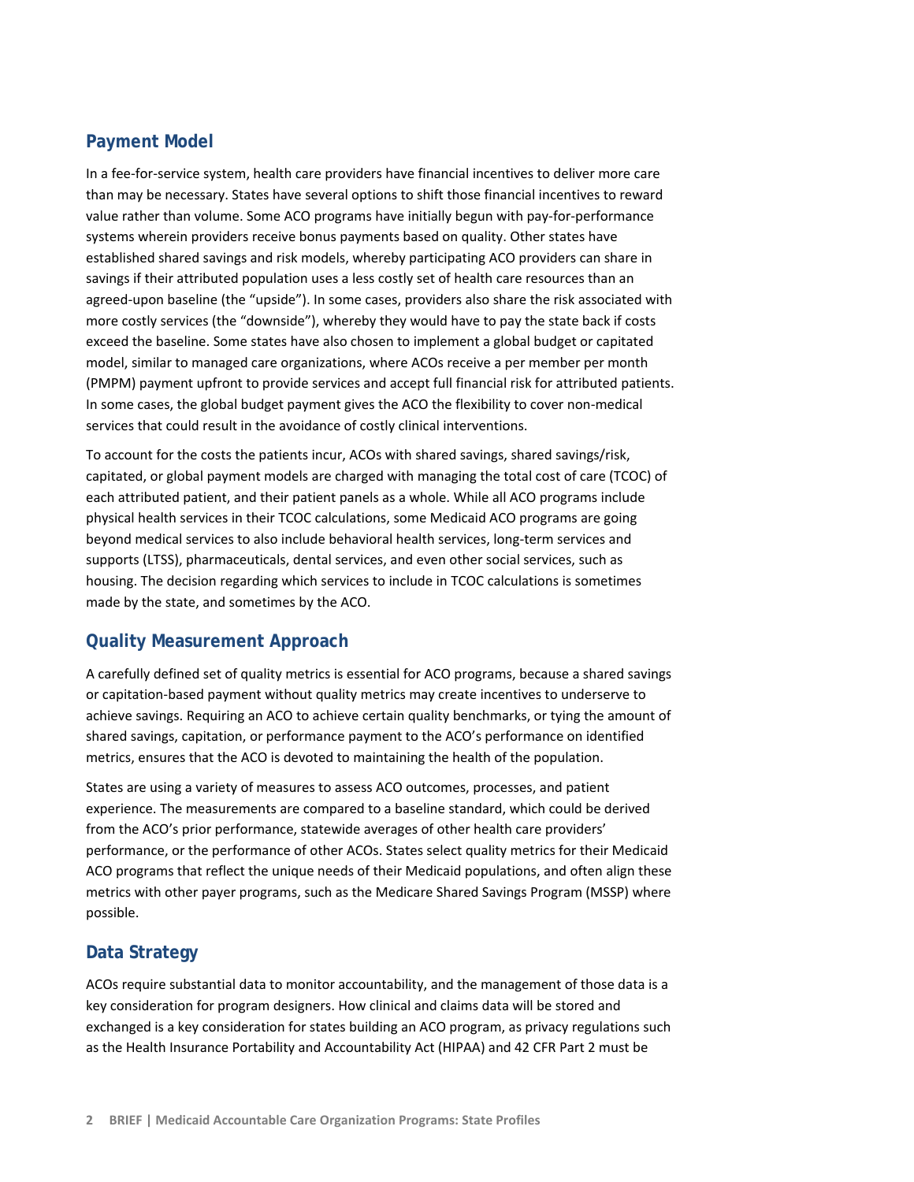## Payment Model

In a fee-for-service system, health care providers have financial incentives to deliver more care than may be necessary. States have several options to shift those financial incentives to reward value rather than volume. Some ACO programs have initially begun with pay-for-performance systems wherein providers receive bonus payments based on quality. Other states have established shared savings and risk models, whereby participating ACO providers can share in savings if their attributed population uses a less costly set of health care resources than an agreed-upon baseline (the "upside"). In some cases, providers also share the risk associated with more costly services (the "downside"), whereby they would have to pay the state back if costs exceed the baseline. Some states have also chosen to implement a global budget or capitated model, similar to managed care organizations, where ACOs receive a per member per month (PMPM) payment upfront to provide services and accept full financial risk for attributed patients. In some cases, the global budget payment gives the ACO the flexibility to cover non-medical services that could result in the avoidance of costly clinical interventions.

To account for the costs the patients incur, ACOs with shared savings, shared savings/risk, capitated, or global payment models are charged with managing the total cost of care (TCOC) of each attributed patient, and their patient panels as a whole. While all ACO programs include physical health services in their TCOC calculations, some Medicaid ACO programs are going beyond medical services to also include behavioral health services, long-term services and supports (LTSS), pharmaceuticals, dental services, and even other social services, such as housing. The decision regarding which services to include in TCOC calculations is sometimes made by the state, and sometimes by the ACO.

## Quality Measurement Approach

A carefully defined set of quality metrics is essential for ACO programs, because a shared savings or capitation-based payment without quality metrics may create incentives to underserve to achieve savings. Requiring an ACO to achieve certain quality benchmarks, or tying the amount of shared savings, capitation, or performance payment to the ACO's performance on identified metrics, ensures that the ACO is devoted to maintaining the health of the population.

States are using a variety of measures to assess ACO outcomes, processes, and patient experience. The measurements are compared to a baseline standard, which could be derived from the ACO's prior performance, statewide averages of other health care providers' performance, or the performance of other ACOs. States select quality metrics for their Medicaid ACO programs that reflect the unique needs of their Medicaid populations, and often align these metrics with other payer programs, such as the Medicare Shared Savings Program (MSSP) where possible.

## Data Strategy

ACOs require substantial data to monitor accountability, and the management of those data is a key consideration for program designers. How clinical and claims data will be stored and exchanged is a key consideration for states building an ACO program, as privacy regulations such as the Health Insurance Portability and Accountability Act (HIPAA) and 42 CFR Part 2 must be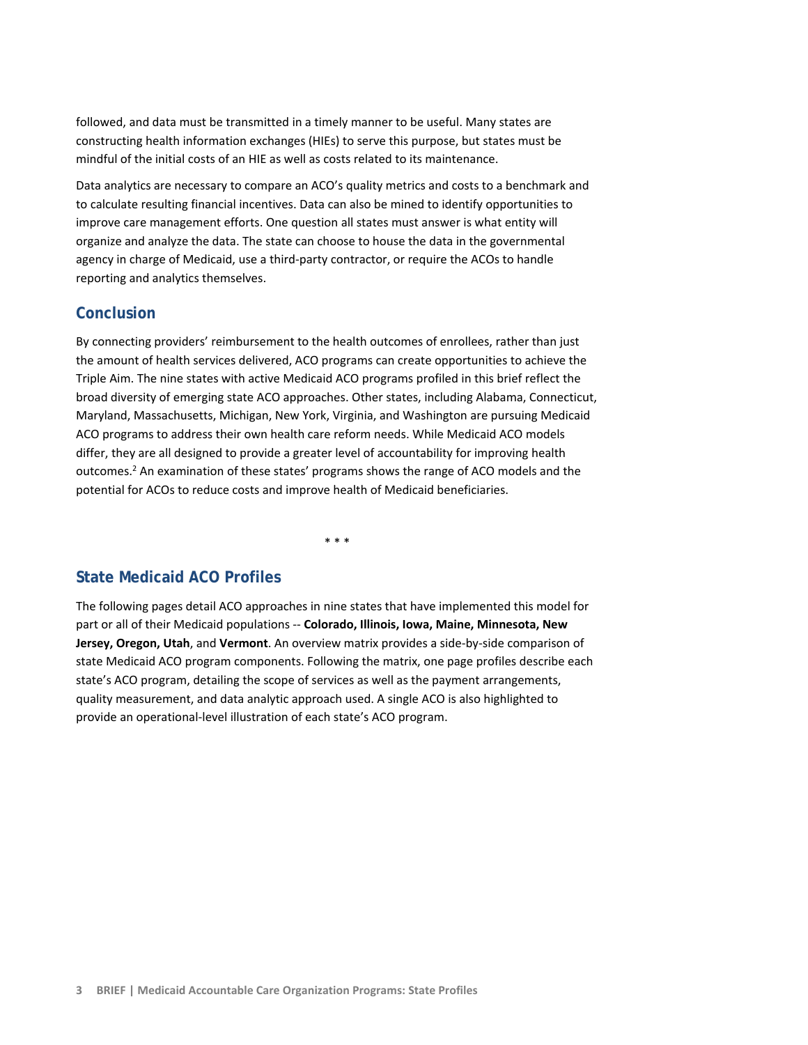followed, and data must be transmitted in a timely manner to be useful. Many states are constructing health information exchanges (HIEs) to serve this purpose, but states must be mindful of the initial costs of an HIE as well as costs related to its maintenance.

Data analytics are necessary to compare an ACO's quality metrics and costs to a benchmark and to calculate resulting financial incentives. Data can also be mined to identify opportunities to improve care management efforts. One question all states must answer is what entity will organize and analyze the data. The state can choose to house the data in the governmental agency in charge of Medicaid, use a third-party contractor, or require the ACOs to handle reporting and analytics themselves.

## Conclusion

By connecting providers' reimbursement to the health outcomes of enrollees, rather than just the amount of health services delivered, ACO programs can create opportunities to achieve the Triple Aim. The nine states with active Medicaid ACO programs profiled in this brief reflect the broad diversity of emerging state ACO approaches. Other states, including Alabama, Connecticut, Maryland, Massachusetts, Michigan, New York, Virginia, and Washington are pursuing Medicaid ACO programs to address their own health care reform needs. While Medicaid ACO models differ, they are all designed to provide a greater level of accountability for improving health outcomes.[2] An examination of these states' programs shows the range of ACO models and the potential for ACOs to reduce costs and improve health of Medicaid beneficiaries.

\* \* \*

## State Medicaid ACO Profiles

The following pages detail ACO approaches in nine states that have implemented this model for part or all of their Medicaid populations -- **Colorado, Illinois, Iowa, Maine, Minnesota, New Jersey, Oregon, Utah**, and **Vermont**. An overview matrix provides a side-by-side comparison of state Medicaid ACO program components. Following the matrix, one page profiles describe each state's ACO program, detailing the scope of services as well as the payment arrangements, quality measurement, and data analytic approach used. A single ACO is also highlighted to provide an operational-level illustration of each state's ACO program.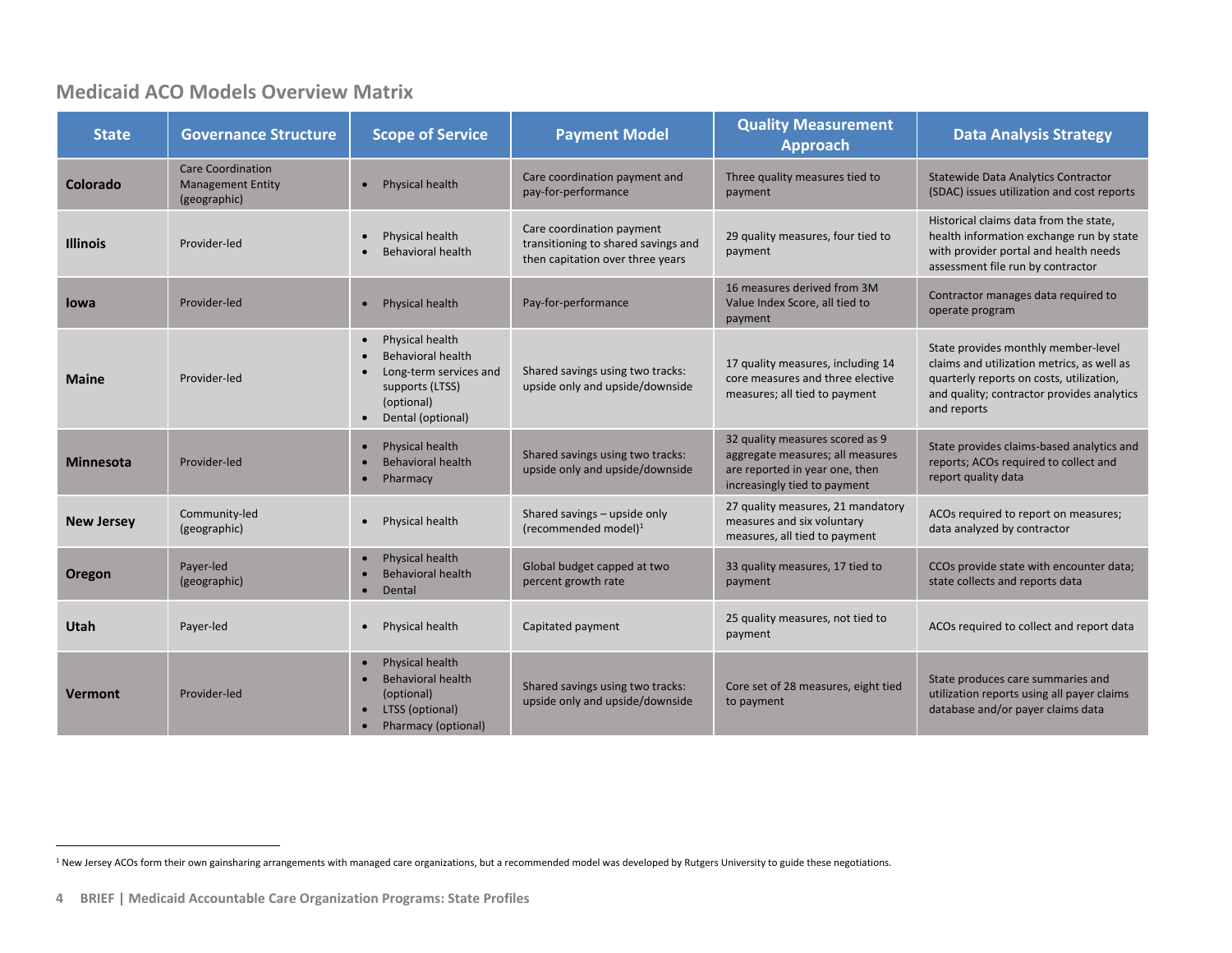## Medicaid ACO Models Overview Matrix

| State | Governance Structure | Scope of Service | Payment Model | Quality Measurement Approach | Data Analysis Strategy |
|---|---|---|---|---|---|
| **Colorado** | Care Coordination Management Entity (geographic) | • Physical health | Care coordination payment and pay-for-performance | Three quality measures tied to payment | Statewide Data Analytics Contractor (SDAC) issues utilization and cost reports |
| **Illinois** | Provider-led | • Physical health<br>• Behavioral health | Care coordination payment transitioning to shared savings and then capitation over three years | 29 quality measures, four tied to payment | Historical claims data from the state, health information exchange run by state with provider portal and health needs assessment file run by contractor |
| **Iowa** | Provider-led | • Physical health | Pay-for-performance | 16 measures derived from 3M Value Index Score, all tied to payment | Contractor manages data required to operate program |
| **Maine** | Provider-led | • Physical health<br>• Behavioral health<br>• Long-term services and supports (LTSS) (optional)<br>• Dental (optional) | Shared savings using two tracks: upside only and upside/downside | 17 quality measures, including 14 core measures and three elective measures; all tied to payment | State provides monthly member-level claims and utilization metrics, as well as quarterly reports on costs, utilization, and quality; contractor provides analytics and reports |
| **Minnesota** | Provider-led | • Physical health<br>• Behavioral health<br>• Pharmacy | Shared savings using two tracks: upside only and upside/downside | 32 quality measures scored as 9 aggregate measures; all measures are reported in year one, then increasingly tied to payment | State provides claims-based analytics and reports; ACOs required to collect and report quality data |
| **New Jersey** | Community-led (geographic) | • Physical health | Shared savings – upside only (recommended model)[1] | 27 quality measures, 21 mandatory measures and six voluntary measures, all tied to payment | ACOs required to report on measures; data analyzed by contractor |
| **Oregon** | Payer-led (geographic) | • Physical health<br>• Behavioral health<br>• Dental | Global budget capped at two percent growth rate | 33 quality measures, 17 tied to payment | CCOs provide state with encounter data; state collects and reports data |
| **Utah** | Payer-led | • Physical health | Capitated payment | 25 quality measures, not tied to payment | ACOs required to collect and report data |
| **Vermont** | Provider-led | • Physical health<br>• Behavioral health (optional)<br>• LTSS (optional)<br>• Pharmacy (optional) | Shared savings using two tracks: upside only and upside/downside | Core set of 28 measures, eight tied to payment | State produces care summaries and utilization reports using all payer claims database and/or payer claims data |

[1] New Jersey ACOs form their own gainsharing arrangements with managed care organizations, but a recommended model was developed by Rutgers University to guide these negotiations.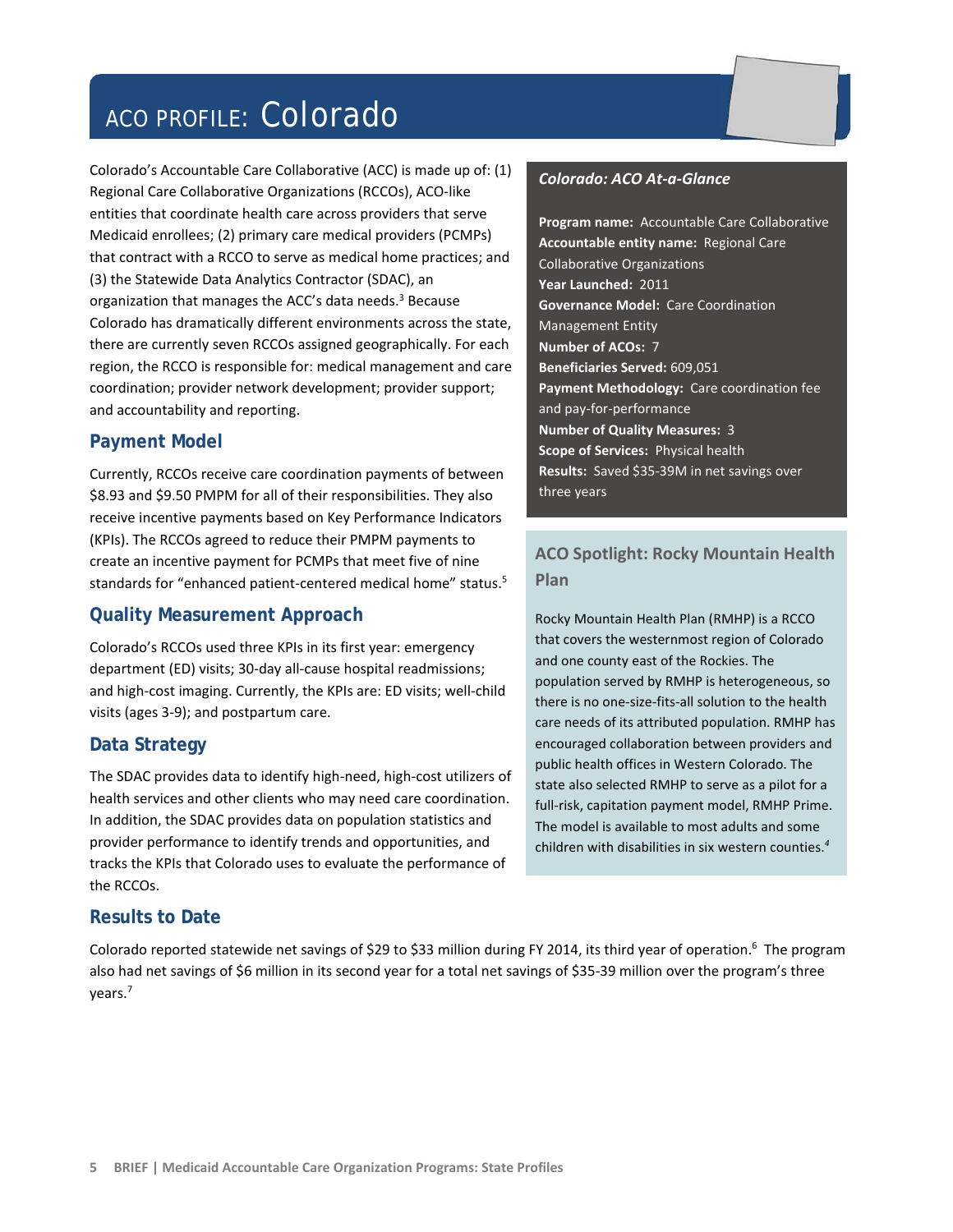# ACO PROFILE: Colorado

Colorado's Accountable Care Collaborative (ACC) is made up of: (1) Regional Care Collaborative Organizations (RCCOs), ACO-like entities that coordinate health care across providers that serve Medicaid enrollees; (2) primary care medical providers (PCMPs) that contract with a RCCO to serve as medical home practices; and (3) the Statewide Data Analytics Contractor (SDAC), an organization that manages the ACC's data needs.[3] Because Colorado has dramatically different environments across the state, there are currently seven RCCOs assigned geographically. For each region, the RCCO is responsible for: medical management and care coordination; provider network development; provider support; and accountability and reporting.

## Payment Model

Currently, RCCOs receive care coordination payments of between $8.93 and $9.50 PMPM for all of their responsibilities. They also receive incentive payments based on Key Performance Indicators (KPIs). The RCCOs agreed to reduce their PMPM payments to create an incentive payment for PCMPs that meet five of nine standards for "enhanced patient-centered medical home" status.[5]

## Quality Measurement Approach

Colorado's RCCOs used three KPIs in its first year: emergency department (ED) visits; 30-day all-cause hospital readmissions; and high-cost imaging. Currently, the KPIs are: ED visits; well-child visits (ages 3-9); and postpartum care.

## Data Strategy

The SDAC provides data to identify high-need, high-cost utilizers of health services and other clients who may need care coordination. In addition, the SDAC provides data on population statistics and provider performance to identify trends and opportunities, and tracks the KPIs that Colorado uses to evaluate the performance of the RCCOs.

### *Colorado: ACO At-a-Glance*

**Program name:** Accountable Care Collaborative
**Accountable entity name:** Regional Care Collaborative Organizations
**Year Launched:** 2011
**Governance Model:** Care Coordination Management Entity
**Number of ACOs:** 7
**Beneficiaries Served:** 609,051
**Payment Methodology:** Care coordination fee and pay-for-performance
**Number of Quality Measures:** 3
**Scope of Services:** Physical health
**Results:** Saved $35-39M in net savings over three years

### ACO Spotlight: Rocky Mountain Health Plan

Rocky Mountain Health Plan (RMHP) is a RCCO that covers the westernmost region of Colorado and one county east of the Rockies. The population served by RMHP is heterogeneous, so there is no one-size-fits-all solution to the health care needs of its attributed population. RMHP has encouraged collaboration between providers and public health offices in Western Colorado. The state also selected RMHP to serve as a pilot for a full-risk, capitation payment model, RMHP Prime. The model is available to most adults and some children with disabilities in six western counties.[4]

## Results to Date

Colorado reported statewide net savings of $29 to $33 million during FY 2014, its third year of operation.[6] The program also had net savings of $6 million in its second year for a total net savings of $35-39 million over the program's three years.[7]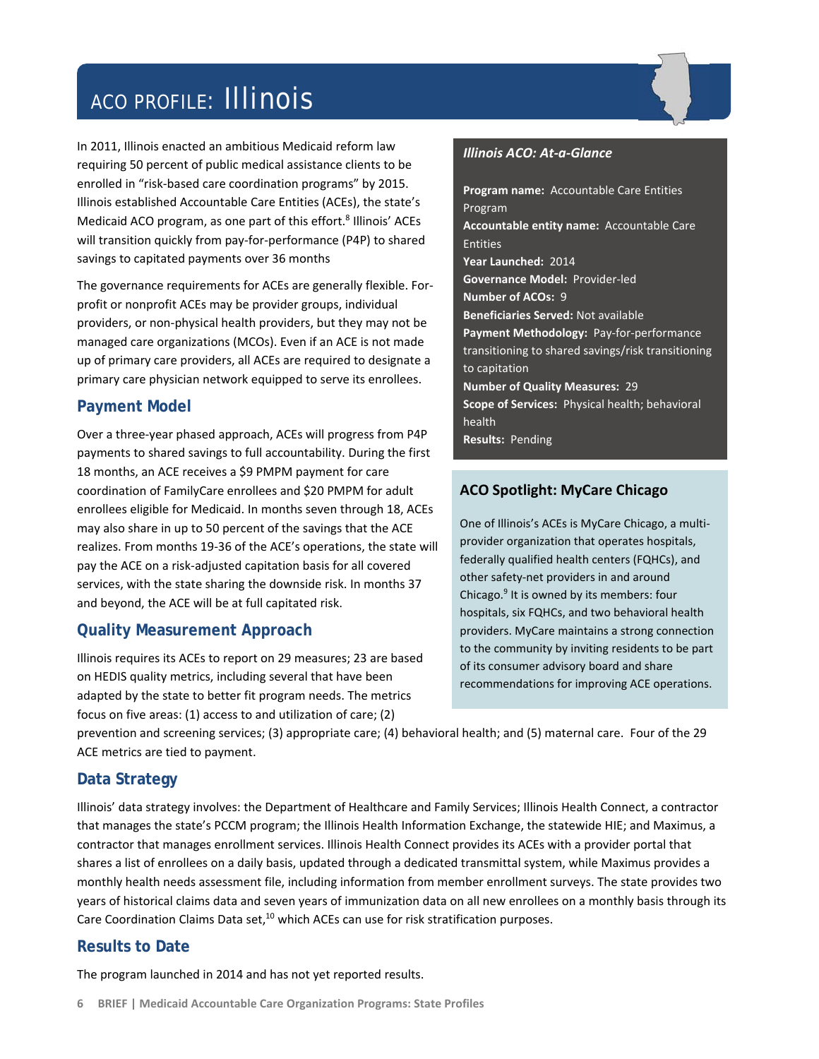# ACO PROFILE: Illinois

In 2011, Illinois enacted an ambitious Medicaid reform law requiring 50 percent of public medical assistance clients to be enrolled in "risk-based care coordination programs" by 2015. Illinois established Accountable Care Entities (ACEs), the state's Medicaid ACO program, as one part of this effort.[8] Illinois' ACEs will transition quickly from pay-for-performance (P4P) to shared savings to capitated payments over 36 months

The governance requirements for ACEs are generally flexible. For-profit or nonprofit ACEs may be provider groups, individual providers, or non-physical health providers, but they may not be managed care organizations (MCOs). Even if an ACE is not made up of primary care providers, all ACEs are required to designate a primary care physician network equipped to serve its enrollees.

## Payment Model

Over a three-year phased approach, ACEs will progress from P4P payments to shared savings to full accountability. During the first 18 months, an ACE receives a $9 PMPM payment for care coordination of FamilyCare enrollees and $20 PMPM for adult enrollees eligible for Medicaid. In months seven through 18, ACEs may also share in up to 50 percent of the savings that the ACE realizes. From months 19-36 of the ACE's operations, the state will pay the ACE on a risk-adjusted capitation basis for all covered services, with the state sharing the downside risk. In months 37 and beyond, the ACE will be at full capitated risk.

## Quality Measurement Approach

Illinois requires its ACEs to report on 29 measures; 23 are based on HEDIS quality metrics, including several that have been adapted by the state to better fit program needs. The metrics focus on five areas: (1) access to and utilization of care; (2) prevention and screening services; (3) appropriate care; (4) behavioral health; and (5) maternal care. Four of the 29 ACE metrics are tied to payment.

***Illinois ACO: At-a-Glance***

**Program name:** Accountable Care Entities Program
**Accountable entity name:** Accountable Care Entities
**Year Launched:** 2014
**Governance Model:** Provider-led
**Number of ACOs:** 9
**Beneficiaries Served:** Not available
**Payment Methodology:** Pay-for-performance transitioning to shared savings/risk transitioning to capitation
**Number of Quality Measures:** 29
**Scope of Services:** Physical health; behavioral health
**Results:** Pending

### ACO Spotlight: MyCare Chicago

One of Illinois's ACEs is MyCare Chicago, a multi-provider organization that operates hospitals, federally qualified health centers (FQHCs), and other safety-net providers in and around Chicago.[9] It is owned by its members: four hospitals, six FQHCs, and two behavioral health providers. MyCare maintains a strong connection to the community by inviting residents to be part of its consumer advisory board and share recommendations for improving ACE operations.

## Data Strategy

Illinois' data strategy involves: the Department of Healthcare and Family Services; Illinois Health Connect, a contractor that manages the state's PCCM program; the Illinois Health Information Exchange, the statewide HIE; and Maximus, a contractor that manages enrollment services. Illinois Health Connect provides its ACEs with a provider portal that shares a list of enrollees on a daily basis, updated through a dedicated transmittal system, while Maximus provides a monthly health needs assessment file, including information from member enrollment surveys. The state provides two years of historical claims data and seven years of immunization data on all new enrollees on a monthly basis through its Care Coordination Claims Data set,[10] which ACEs can use for risk stratification purposes.

## Results to Date

The program launched in 2014 and has not yet reported results.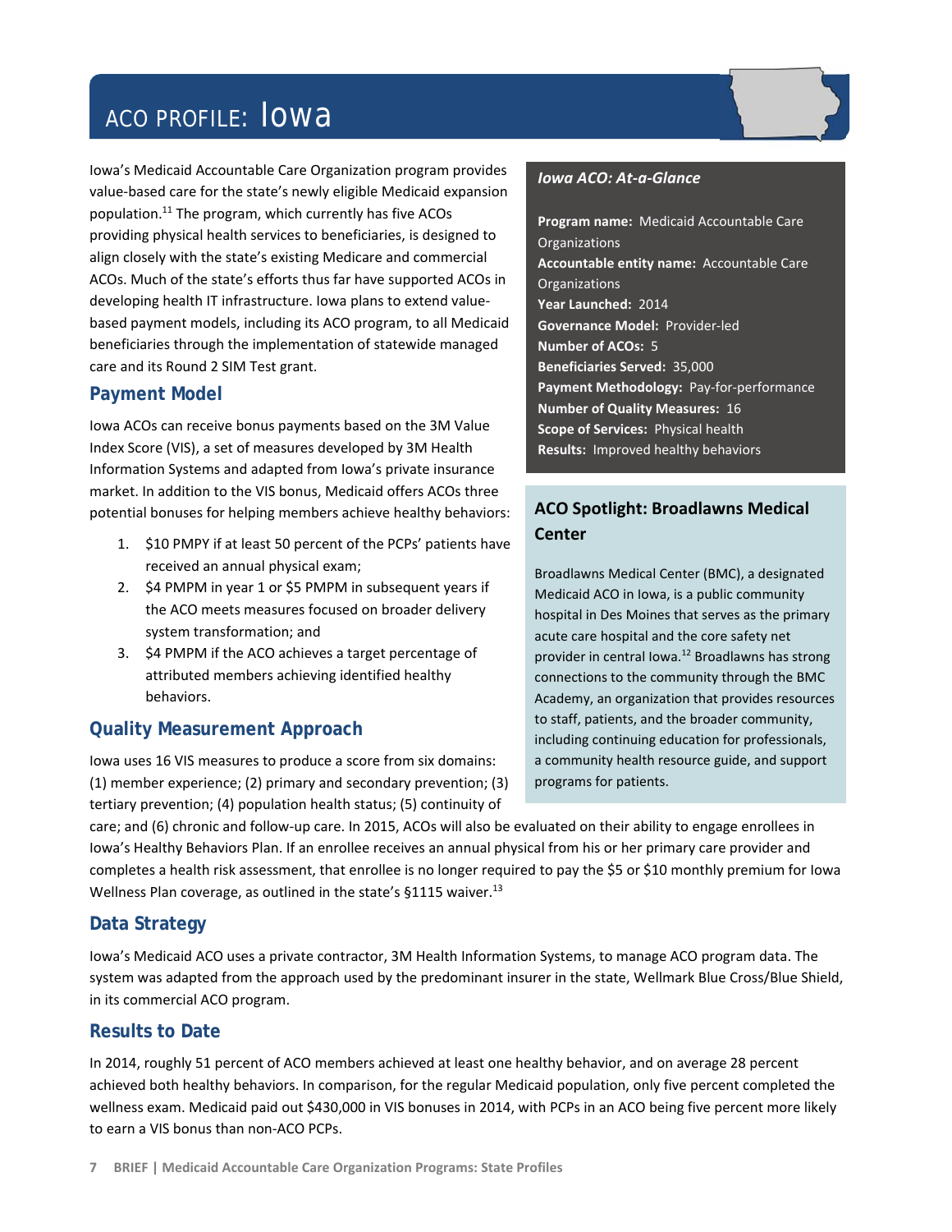# ACO PROFILE: Iowa

Iowa's Medicaid Accountable Care Organization program provides value-based care for the state's newly eligible Medicaid expansion population.[11] The program, which currently has five ACOs providing physical health services to beneficiaries, is designed to align closely with the state's existing Medicare and commercial ACOs. Much of the state's efforts thus far have supported ACOs in developing health IT infrastructure. Iowa plans to extend value-based payment models, including its ACO program, to all Medicaid beneficiaries through the implementation of statewide managed care and its Round 2 SIM Test grant.

## Payment Model

Iowa ACOs can receive bonus payments based on the 3M Value Index Score (VIS), a set of measures developed by 3M Health Information Systems and adapted from Iowa's private insurance market. In addition to the VIS bonus, Medicaid offers ACOs three potential bonuses for helping members achieve healthy behaviors:

1. $10 PMPY if at least 50 percent of the PCPs' patients have received an annual physical exam;
2. $4 PMPM in year 1 or $5 PMPM in subsequent years if the ACO meets measures focused on broader delivery system transformation; and
3. $4 PMPM if the ACO achieves a target percentage of attributed members achieving identified healthy behaviors.

## Quality Measurement Approach

Iowa uses 16 VIS measures to produce a score from six domains: (1) member experience; (2) primary and secondary prevention; (3) tertiary prevention; (4) population health status; (5) continuity of care; and (6) chronic and follow-up care. In 2015, ACOs will also be evaluated on their ability to engage enrollees in Iowa's Healthy Behaviors Plan. If an enrollee receives an annual physical from his or her primary care provider and completes a health risk assessment, that enrollee is no longer required to pay the $5 or $10 monthly premium for Iowa Wellness Plan coverage, as outlined in the state's §1115 waiver.[13]

## Data Strategy

Iowa's Medicaid ACO uses a private contractor, 3M Health Information Systems, to manage ACO program data. The system was adapted from the approach used by the predominant insurer in the state, Wellmark Blue Cross/Blue Shield, in its commercial ACO program.

## Results to Date

In 2014, roughly 51 percent of ACO members achieved at least one healthy behavior, and on average 28 percent achieved both healthy behaviors. In comparison, for the regular Medicaid population, only five percent completed the wellness exam. Medicaid paid out $430,000 in VIS bonuses in 2014, with PCPs in an ACO being five percent more likely to earn a VIS bonus than non-ACO PCPs.

### *Iowa ACO: At-a-Glance*

**Program name:** Medicaid Accountable Care Organizations
**Accountable entity name:** Accountable Care Organizations
**Year Launched:** 2014
**Governance Model:** Provider-led
**Number of ACOs:** 5
**Beneficiaries Served:** 35,000
**Payment Methodology:** Pay-for-performance
**Number of Quality Measures:** 16
**Scope of Services:** Physical health
**Results:** Improved healthy behaviors

### ACO Spotlight: Broadlawns Medical Center

Broadlawns Medical Center (BMC), a designated Medicaid ACO in Iowa, is a public community hospital in Des Moines that serves as the primary acute care hospital and the core safety net provider in central Iowa.[12] Broadlawns has strong connections to the community through the BMC Academy, an organization that provides resources to staff, patients, and the broader community, including continuing education for professionals, a community health resource guide, and support programs for patients.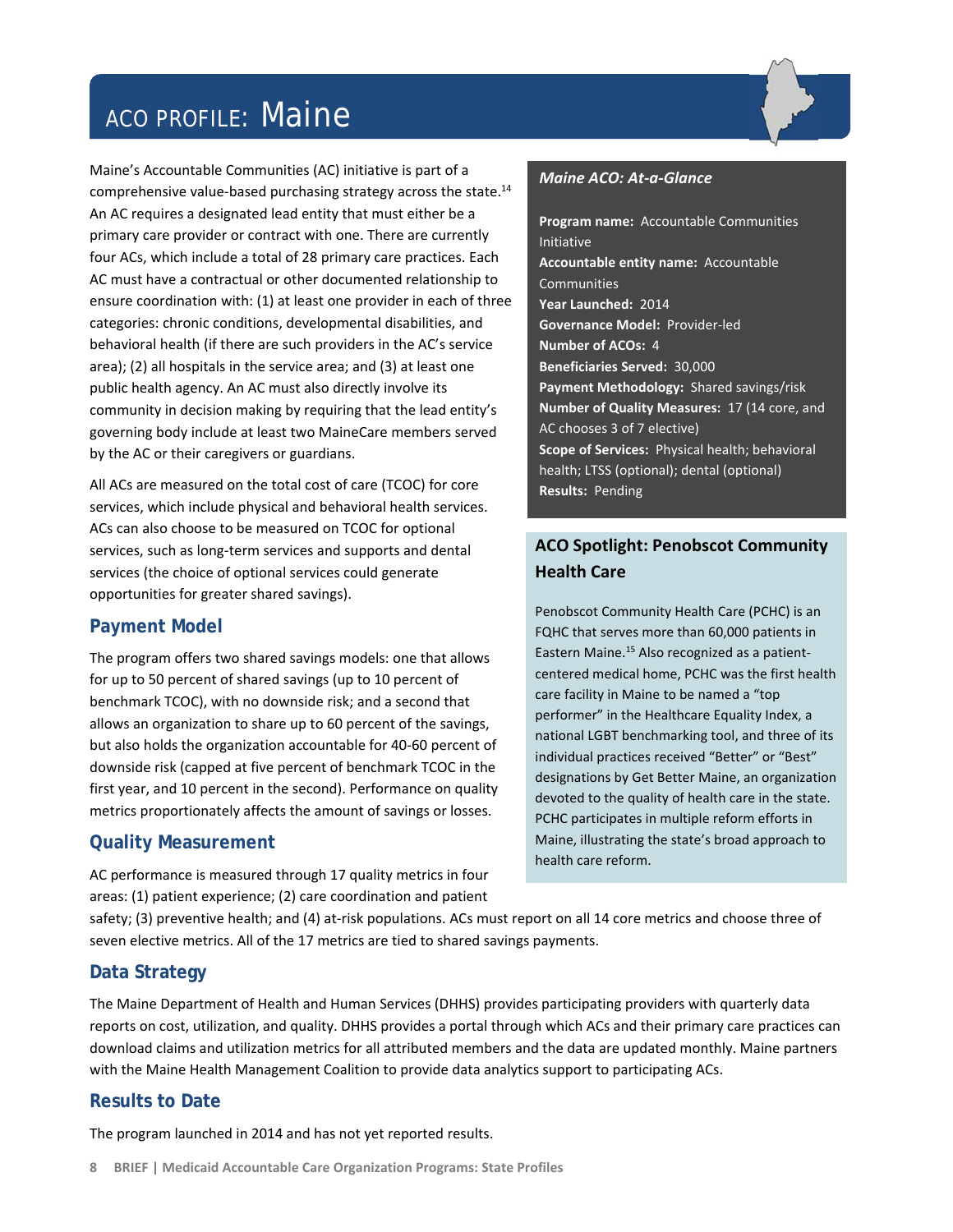# ACO PROFILE: Maine

Maine's Accountable Communities (AC) initiative is part of a comprehensive value-based purchasing strategy across the state.[14] An AC requires a designated lead entity that must either be a primary care provider or contract with one. There are currently four ACs, which include a total of 28 primary care practices. Each AC must have a contractual or other documented relationship to ensure coordination with: (1) at least one provider in each of three categories: chronic conditions, developmental disabilities, and behavioral health (if there are such providers in the AC's service area); (2) all hospitals in the service area; and (3) at least one public health agency. An AC must also directly involve its community in decision making by requiring that the lead entity's governing body include at least two MaineCare members served by the AC or their caregivers or guardians.

All ACs are measured on the total cost of care (TCOC) for core services, which include physical and behavioral health services. ACs can also choose to be measured on TCOC for optional services, such as long-term services and supports and dental services (the choice of optional services could generate opportunities for greater shared savings).

## Payment Model

The program offers two shared savings models: one that allows for up to 50 percent of shared savings (up to 10 percent of benchmark TCOC), with no downside risk; and a second that allows an organization to share up to 60 percent of the savings, but also holds the organization accountable for 40-60 percent of downside risk (capped at five percent of benchmark TCOC in the first year, and 10 percent in the second). Performance on quality metrics proportionately affects the amount of savings or losses.

## Quality Measurement

AC performance is measured through 17 quality metrics in four areas: (1) patient experience; (2) care coordination and patient safety; (3) preventive health; and (4) at-risk populations. ACs must report on all 14 core metrics and choose three of seven elective metrics. All of the 17 metrics are tied to shared savings payments.

## Data Strategy

The Maine Department of Health and Human Services (DHHS) provides participating providers with quarterly data reports on cost, utilization, and quality. DHHS provides a portal through which ACs and their primary care practices can download claims and utilization metrics for all attributed members and the data are updated monthly. Maine partners with the Maine Health Management Coalition to provide data analytics support to participating ACs.

## Results to Date

The program launched in 2014 and has not yet reported results.

### *Maine ACO: At-a-Glance*

**Program name:** Accountable Communities Initiative
**Accountable entity name:** Accountable Communities
**Year Launched:** 2014
**Governance Model:** Provider-led
**Number of ACOs:** 4
**Beneficiaries Served:** 30,000
**Payment Methodology:** Shared savings/risk
**Number of Quality Measures:** 17 (14 core, and AC chooses 3 of 7 elective)
**Scope of Services:** Physical health; behavioral health; LTSS (optional); dental (optional)
**Results:** Pending

### ACO Spotlight: Penobscot Community Health Care

Penobscot Community Health Care (PCHC) is an FQHC that serves more than 60,000 patients in Eastern Maine.[15] Also recognized as a patient-centered medical home, PCHC was the first health care facility in Maine to be named a "top performer" in the Healthcare Equality Index, a national LGBT benchmarking tool, and three of its individual practices received "Better" or "Best" designations by Get Better Maine, an organization devoted to the quality of health care in the state. PCHC participates in multiple reform efforts in Maine, illustrating the state's broad approach to health care reform.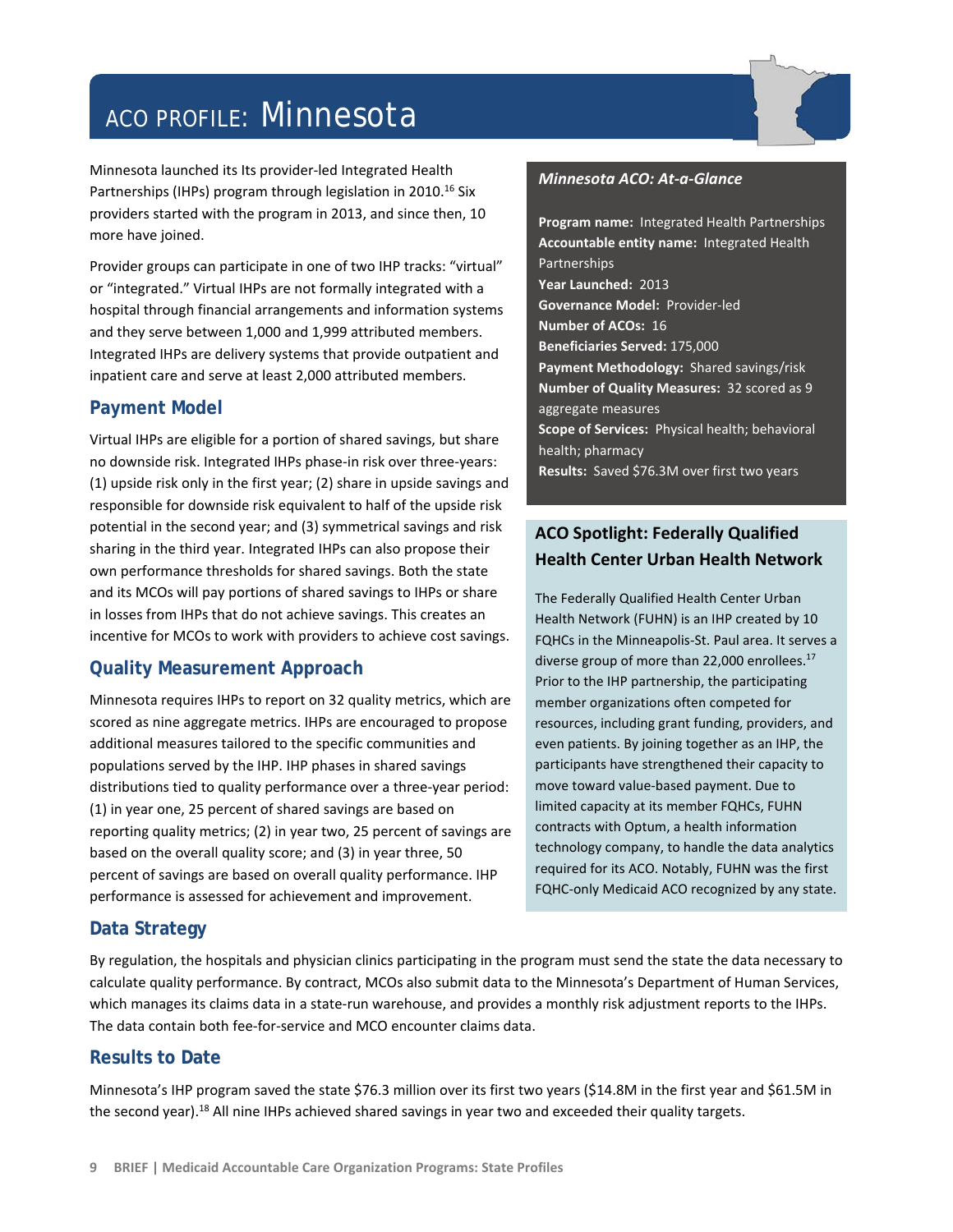# ACO PROFILE: Minnesota

Minnesota launched its Its provider-led Integrated Health Partnerships (IHPs) program through legislation in 2010.[16] Six providers started with the program in 2013, and since then, 10 more have joined.

Provider groups can participate in one of two IHP tracks: "virtual" or "integrated." Virtual IHPs are not formally integrated with a hospital through financial arrangements and information systems and they serve between 1,000 and 1,999 attributed members. Integrated IHPs are delivery systems that provide outpatient and inpatient care and serve at least 2,000 attributed members.

## Payment Model

Virtual IHPs are eligible for a portion of shared savings, but share no downside risk. Integrated IHPs phase-in risk over three-years: (1) upside risk only in the first year; (2) share in upside savings and responsible for downside risk equivalent to half of the upside risk potential in the second year; and (3) symmetrical savings and risk sharing in the third year. Integrated IHPs can also propose their own performance thresholds for shared savings. Both the state and its MCOs will pay portions of shared savings to IHPs or share in losses from IHPs that do not achieve savings. This creates an incentive for MCOs to work with providers to achieve cost savings.

## Quality Measurement Approach

Minnesota requires IHPs to report on 32 quality metrics, which are scored as nine aggregate metrics. IHPs are encouraged to propose additional measures tailored to the specific communities and populations served by the IHP. IHP phases in shared savings distributions tied to quality performance over a three-year period: (1) in year one, 25 percent of shared savings are based on reporting quality metrics; (2) in year two, 25 percent of savings are based on the overall quality score; and (3) in year three, 50 percent of savings are based on overall quality performance. IHP performance is assessed for achievement and improvement.

### *Minnesota ACO: At-a-Glance*

**Program name:** Integrated Health Partnerships
**Accountable entity name:** Integrated Health Partnerships
**Year Launched:** 2013
**Governance Model:** Provider-led
**Number of ACOs:** 16
**Beneficiaries Served:** 175,000
**Payment Methodology:** Shared savings/risk
**Number of Quality Measures:** 32 scored as 9 aggregate measures
**Scope of Services:** Physical health; behavioral health; pharmacy
**Results:** Saved $76.3M over first two years

### ACO Spotlight: Federally Qualified Health Center Urban Health Network

The Federally Qualified Health Center Urban Health Network (FUHN) is an IHP created by 10 FQHCs in the Minneapolis-St. Paul area. It serves a diverse group of more than 22,000 enrollees.[17] Prior to the IHP partnership, the participating member organizations often competed for resources, including grant funding, providers, and even patients. By joining together as an IHP, the participants have strengthened their capacity to move toward value-based payment. Due to limited capacity at its member FQHCs, FUHN contracts with Optum, a health information technology company, to handle the data analytics required for its ACO. Notably, FUHN was the first FQHC-only Medicaid ACO recognized by any state.

## Data Strategy

By regulation, the hospitals and physician clinics participating in the program must send the state the data necessary to calculate quality performance. By contract, MCOs also submit data to the Minnesota's Department of Human Services, which manages its claims data in a state-run warehouse, and provides a monthly risk adjustment reports to the IHPs. The data contain both fee-for-service and MCO encounter claims data.

## Results to Date

Minnesota's IHP program saved the state $76.3 million over its first two years ($14.8M in the first year and $61.5M in the second year).[18] All nine IHPs achieved shared savings in year two and exceeded their quality targets.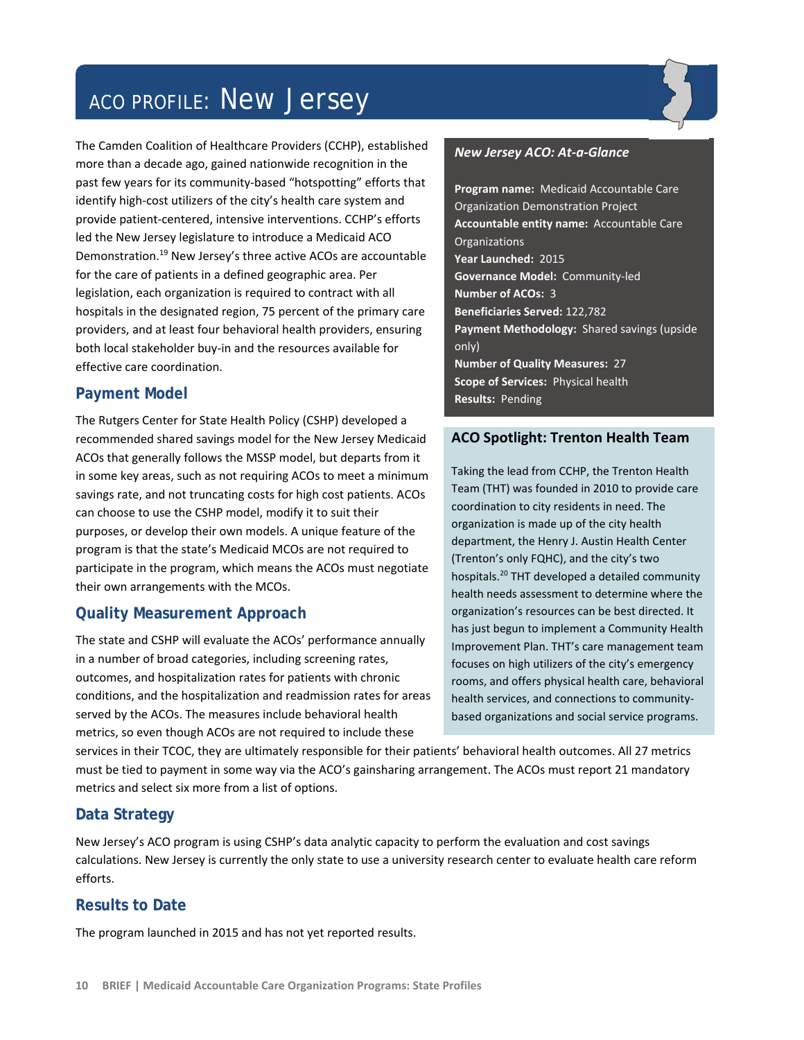# ACO PROFILE: New Jersey

The Camden Coalition of Healthcare Providers (CCHP), established more than a decade ago, gained nationwide recognition in the past few years for its community-based "hotspotting" efforts that identify high-cost utilizers of the city's health care system and provide patient-centered, intensive interventions. CCHP's efforts led the New Jersey legislature to introduce a Medicaid ACO Demonstration.[19] New Jersey's three active ACOs are accountable for the care of patients in a defined geographic area. Per legislation, each organization is required to contract with all hospitals in the designated region, 75 percent of the primary care providers, and at least four behavioral health providers, ensuring both local stakeholder buy-in and the resources available for effective care coordination.

***New Jersey ACO: At-a-Glance***

**Program name:** Medicaid Accountable Care Organization Demonstration Project
**Accountable entity name:** Accountable Care Organizations
**Year Launched:** 2015
**Governance Model:** Community-led
**Number of ACOs:** 3
**Beneficiaries Served:** 122,782
**Payment Methodology:** Shared savings (upside only)
**Number of Quality Measures:** 27
**Scope of Services:** Physical health
**Results:** Pending

## Payment Model

The Rutgers Center for State Health Policy (CSHP) developed a recommended shared savings model for the New Jersey Medicaid ACOs that generally follows the MSSP model, but departs from it in some key areas, such as not requiring ACOs to meet a minimum savings rate, and not truncating costs for high cost patients. ACOs can choose to use the CSHP model, modify it to suit their purposes, or develop their own models. A unique feature of the program is that the state's Medicaid MCOs are not required to participate in the program, which means the ACOs must negotiate their own arrangements with the MCOs.

## Quality Measurement Approach

The state and CSHP will evaluate the ACOs' performance annually in a number of broad categories, including screening rates, outcomes, and hospitalization rates for patients with chronic conditions, and the hospitalization and readmission rates for areas served by the ACOs. The measures include behavioral health metrics, so even though ACOs are not required to include these services in their TCOC, they are ultimately responsible for their patients' behavioral health outcomes. All 27 metrics must be tied to payment in some way via the ACO's gainsharing arrangement. The ACOs must report 21 mandatory metrics and select six more from a list of options.

### ACO Spotlight: Trenton Health Team

Taking the lead from CCHP, the Trenton Health Team (THT) was founded in 2010 to provide care coordination to city residents in need. The organization is made up of the city health department, the Henry J. Austin Health Center (Trenton's only FQHC), and the city's two hospitals.[20] THT developed a detailed community health needs assessment to determine where the organization's resources can be best directed. It has just begun to implement a Community Health Improvement Plan. THT's care management team focuses on high utilizers of the city's emergency rooms, and offers physical health care, behavioral health services, and connections to community-based organizations and social service programs.

## Data Strategy

New Jersey's ACO program is using CSHP's data analytic capacity to perform the evaluation and cost savings calculations. New Jersey is currently the only state to use a university research center to evaluate health care reform efforts.

## Results to Date

The program launched in 2015 and has not yet reported results.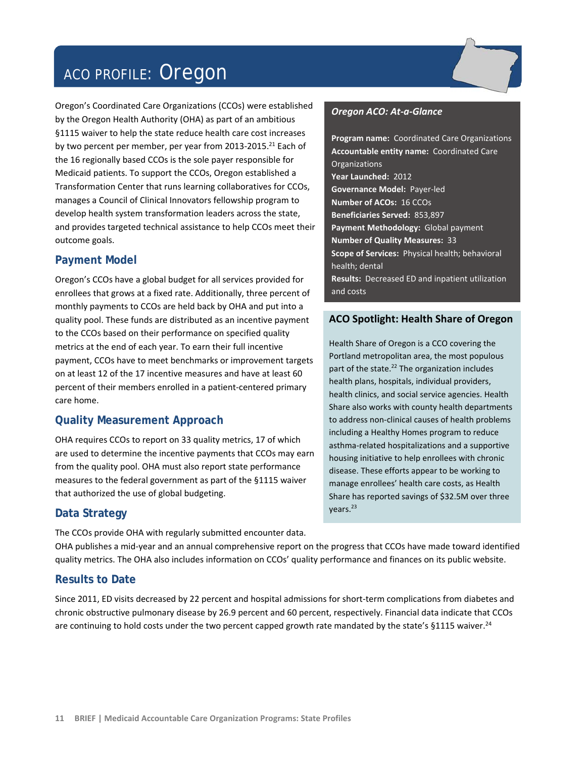# ACO PROFILE: Oregon

Oregon's Coordinated Care Organizations (CCOs) were established by the Oregon Health Authority (OHA) as part of an ambitious §1115 waiver to help the state reduce health care cost increases by two percent per member, per year from 2013-2015.[21] Each of the 16 regionally based CCOs is the sole payer responsible for Medicaid patients. To support the CCOs, Oregon established a Transformation Center that runs learning collaboratives for CCOs, manages a Council of Clinical Innovators fellowship program to develop health system transformation leaders across the state, and provides targeted technical assistance to help CCOs meet their outcome goals.

***Oregon ACO: At-a-Glance***

**Program name:** Coordinated Care Organizations
**Accountable entity name:** Coordinated Care Organizations
**Year Launched:** 2012
**Governance Model:** Payer-led
**Number of ACOs:** 16 CCOs
**Beneficiaries Served:** 853,897
**Payment Methodology:** Global payment
**Number of Quality Measures:** 33
**Scope of Services:** Physical health; behavioral health; dental
**Results:** Decreased ED and inpatient utilization and costs

## Payment Model

Oregon's CCOs have a global budget for all services provided for enrollees that grows at a fixed rate. Additionally, three percent of monthly payments to CCOs are held back by OHA and put into a quality pool. These funds are distributed as an incentive payment to the CCOs based on their performance on specified quality metrics at the end of each year. To earn their full incentive payment, CCOs have to meet benchmarks or improvement targets on at least 12 of the 17 incentive measures and have at least 60 percent of their members enrolled in a patient-centered primary care home.

## Quality Measurement Approach

OHA requires CCOs to report on 33 quality metrics, 17 of which are used to determine the incentive payments that CCOs may earn from the quality pool. OHA must also report state performance measures to the federal government as part of the §1115 waiver that authorized the use of global budgeting.

### ACO Spotlight: Health Share of Oregon

Health Share of Oregon is a CCO covering the Portland metropolitan area, the most populous part of the state.[22] The organization includes health plans, hospitals, individual providers, health clinics, and social service agencies. Health Share also works with county health departments to address non-clinical causes of health problems including a Healthy Homes program to reduce asthma-related hospitalizations and a supportive housing initiative to help enrollees with chronic disease. These efforts appear to be working to manage enrollees' health care costs, as Health Share has reported savings of $32.5M over three years.[23]

## Data Strategy

The CCOs provide OHA with regularly submitted encounter data. OHA publishes a mid-year and an annual comprehensive report on the progress that CCOs have made toward identified quality metrics. The OHA also includes information on CCOs' quality performance and finances on its public website.

## Results to Date

Since 2011, ED visits decreased by 22 percent and hospital admissions for short-term complications from diabetes and chronic obstructive pulmonary disease by 26.9 percent and 60 percent, respectively. Financial data indicate that CCOs are continuing to hold costs under the two percent capped growth rate mandated by the state's §1115 waiver.[24]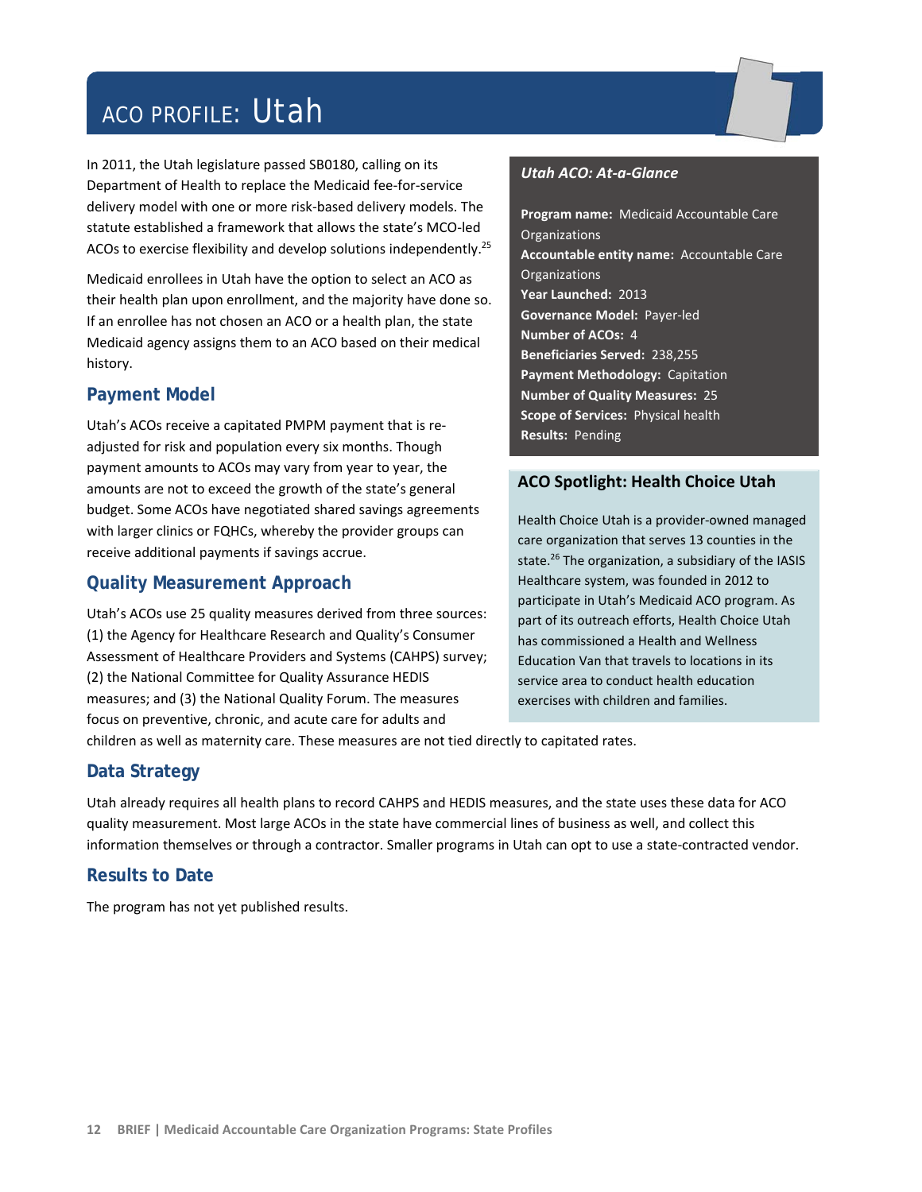# ACO PROFILE: Utah

In 2011, the Utah legislature passed SB0180, calling on its Department of Health to replace the Medicaid fee-for-service delivery model with one or more risk-based delivery models. The statute established a framework that allows the state's MCO-led ACOs to exercise flexibility and develop solutions independently.[25]

Medicaid enrollees in Utah have the option to select an ACO as their health plan upon enrollment, and the majority have done so. If an enrollee has not chosen an ACO or a health plan, the state Medicaid agency assigns them to an ACO based on their medical history.

> ***Utah ACO: At-a-Glance***
>
> **Program name:** Medicaid Accountable Care Organizations
> **Accountable entity name:** Accountable Care Organizations
> **Year Launched:** 2013
> **Governance Model:** Payer-led
> **Number of ACOs:** 4
> **Beneficiaries Served:** 238,255
> **Payment Methodology:** Capitation
> **Number of Quality Measures:** 25
> **Scope of Services:** Physical health
> **Results:** Pending

> **ACO Spotlight: Health Choice Utah**
>
> Health Choice Utah is a provider-owned managed care organization that serves 13 counties in the state.[26] The organization, a subsidiary of the IASIS Healthcare system, was founded in 2012 to participate in Utah's Medicaid ACO program. As part of its outreach efforts, Health Choice Utah has commissioned a Health and Wellness Education Van that travels to locations in its service area to conduct health education exercises with children and families.

## Payment Model

Utah's ACOs receive a capitated PMPM payment that is re-adjusted for risk and population every six months. Though payment amounts to ACOs may vary from year to year, the amounts are not to exceed the growth of the state's general budget. Some ACOs have negotiated shared savings agreements with larger clinics or FQHCs, whereby the provider groups can receive additional payments if savings accrue.

## Quality Measurement Approach

Utah's ACOs use 25 quality measures derived from three sources: (1) the Agency for Healthcare Research and Quality's Consumer Assessment of Healthcare Providers and Systems (CAHPS) survey; (2) the National Committee for Quality Assurance HEDIS measures; and (3) the National Quality Forum. The measures focus on preventive, chronic, and acute care for adults and children as well as maternity care. These measures are not tied directly to capitated rates.

## Data Strategy

Utah already requires all health plans to record CAHPS and HEDIS measures, and the state uses these data for ACO quality measurement. Most large ACOs in the state have commercial lines of business as well, and collect this information themselves or through a contractor. Smaller programs in Utah can opt to use a state-contracted vendor.

## Results to Date

The program has not yet published results.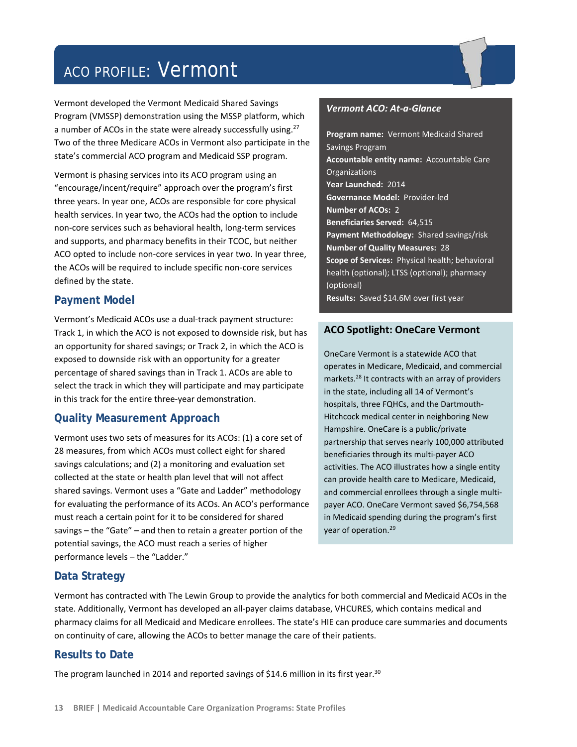# ACO PROFILE: Vermont

Vermont developed the Vermont Medicaid Shared Savings Program (VMSSP) demonstration using the MSSP platform, which a number of ACOs in the state were already successfully using.[27] Two of the three Medicare ACOs in Vermont also participate in the state's commercial ACO program and Medicaid SSP program.

Vermont is phasing services into its ACO program using an "encourage/incent/require" approach over the program's first three years. In year one, ACOs are responsible for core physical health services. In year two, the ACOs had the option to include non-core services such as behavioral health, long-term services and supports, and pharmacy benefits in their TCOC, but neither ACO opted to include non-core services in year two. In year three, the ACOs will be required to include specific non-core services defined by the state.

## Payment Model

Vermont's Medicaid ACOs use a dual-track payment structure: Track 1, in which the ACO is not exposed to downside risk, but has an opportunity for shared savings; or Track 2, in which the ACO is exposed to downside risk with an opportunity for a greater percentage of shared savings than in Track 1. ACOs are able to select the track in which they will participate and may participate in this track for the entire three-year demonstration.

## Quality Measurement Approach

Vermont uses two sets of measures for its ACOs: (1) a core set of 28 measures, from which ACOs must collect eight for shared savings calculations; and (2) a monitoring and evaluation set collected at the state or health plan level that will not affect shared savings. Vermont uses a "Gate and Ladder" methodology for evaluating the performance of its ACOs. An ACO's performance must reach a certain point for it to be considered for shared savings – the "Gate" – and then to retain a greater portion of the potential savings, the ACO must reach a series of higher performance levels – the "Ladder."

### *Vermont ACO: At-a-Glance*

**Program name:** Vermont Medicaid Shared Savings Program
**Accountable entity name:** Accountable Care Organizations
**Year Launched:** 2014
**Governance Model:** Provider-led
**Number of ACOs:** 2
**Beneficiaries Served:** 64,515
**Payment Methodology:** Shared savings/risk
**Number of Quality Measures:** 28
**Scope of Services:** Physical health; behavioral health (optional); LTSS (optional); pharmacy (optional)
**Results:** Saved $14.6M over first year

### ACO Spotlight: OneCare Vermont

OneCare Vermont is a statewide ACO that operates in Medicare, Medicaid, and commercial markets.[28] It contracts with an array of providers in the state, including all 14 of Vermont's hospitals, three FQHCs, and the Dartmouth-Hitchcock medical center in neighboring New Hampshire. OneCare is a public/private partnership that serves nearly 100,000 attributed beneficiaries through its multi-payer ACO activities. The ACO illustrates how a single entity can provide health care to Medicare, Medicaid, and commercial enrollees through a single multi-payer ACO. OneCare Vermont saved $6,754,568 in Medicaid spending during the program's first year of operation.[29]

## Data Strategy

Vermont has contracted with The Lewin Group to provide the analytics for both commercial and Medicaid ACOs in the state. Additionally, Vermont has developed an all-payer claims database, VHCURES, which contains medical and pharmacy claims for all Medicaid and Medicare enrollees. The state's HIE can produce care summaries and documents on continuity of care, allowing the ACOs to better manage the care of their patients.

## Results to Date

The program launched in 2014 and reported savings of $14.6 million in its first year.[30]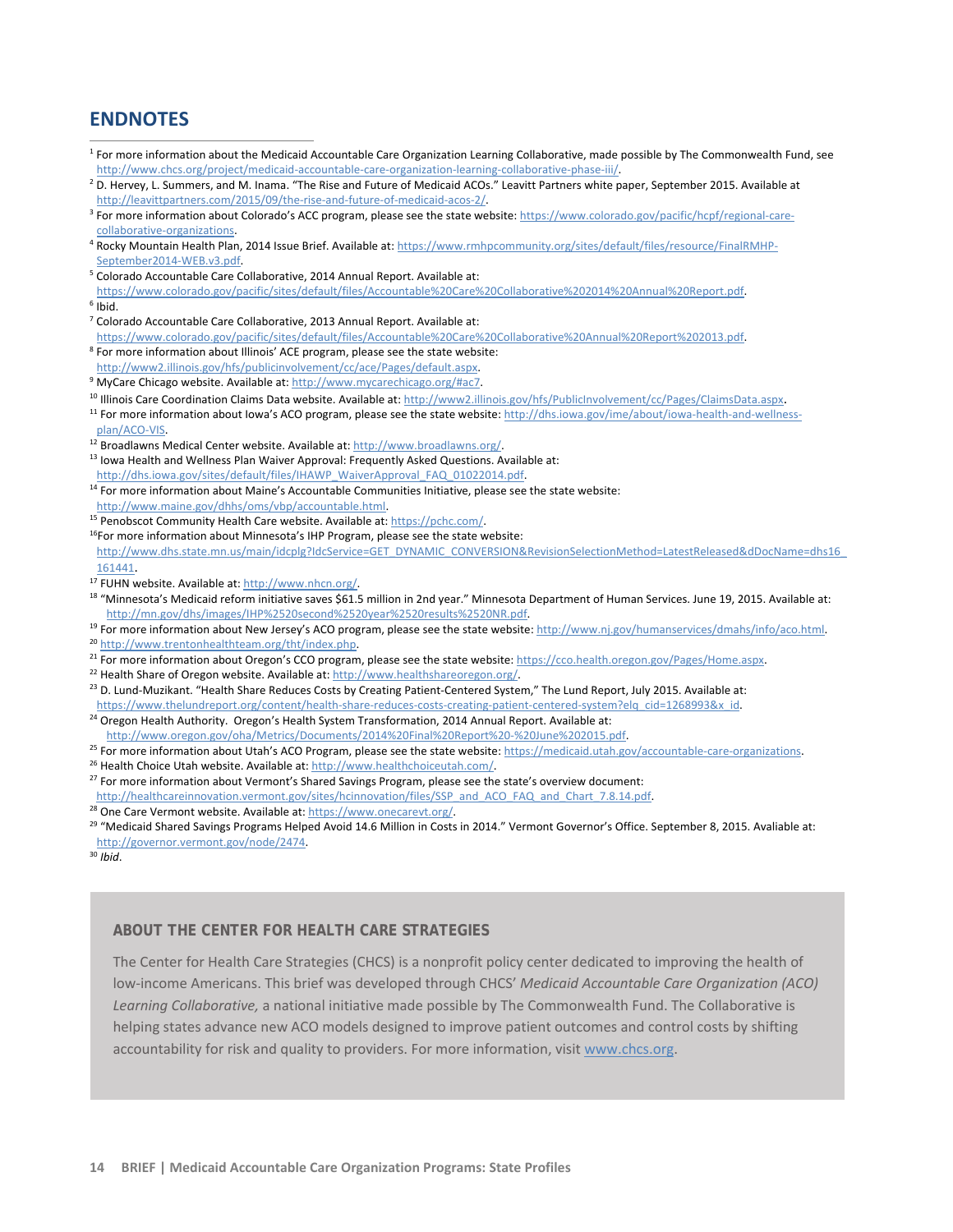## ENDNOTES

[1] For more information about the Medicaid Accountable Care Organization Learning Collaborative, made possible by The Commonwealth Fund, see http://www.chcs.org/project/medicaid-accountable-care-organization-learning-collaborative-phase-iii/.

[2] D. Hervey, L. Summers, and M. Inama. "The Rise and Future of Medicaid ACOs." Leavitt Partners white paper, September 2015. Available at http://leavittpartners.com/2015/09/the-rise-and-future-of-medicaid-acos-2/.

[3] For more information about Colorado's ACC program, please see the state website: https://www.colorado.gov/pacific/hcpf/regional-care-collaborative-organizations.

[4] Rocky Mountain Health Plan, 2014 Issue Brief. Available at: https://www.rmhpcommunity.org/sites/default/files/resource/FinalRMHP-September2014-WEB.v3.pdf.

[5] Colorado Accountable Care Collaborative, 2014 Annual Report. Available at: https://www.colorado.gov/pacific/sites/default/files/Accountable%20Care%20Collaborative%202014%20Annual%20Report.pdf.

[6] Ibid.

[7] Colorado Accountable Care Collaborative, 2013 Annual Report. Available at: https://www.colorado.gov/pacific/sites/default/files/Accountable%20Care%20Collaborative%20Annual%20Report%202013.pdf.

[8] For more information about Illinois' ACE program, please see the state website: http://www2.illinois.gov/hfs/publicinvolvement/cc/ace/Pages/default.aspx.

[9] MyCare Chicago website. Available at: http://www.mycarechicago.org/#ac7.

[10] Illinois Care Coordination Claims Data website. Available at: http://www2.illinois.gov/hfs/PublicInvolvement/cc/Pages/ClaimsData.aspx.

[11] For more information about Iowa's ACO program, please see the state website: http://dhs.iowa.gov/ime/about/iowa-health-and-wellness-plan/ACO-VIS.

[12] Broadlawns Medical Center website. Available at: http://www.broadlawns.org/.

[13] Iowa Health and Wellness Plan Waiver Approval: Frequently Asked Questions. Available at: http://dhs.iowa.gov/sites/default/files/IHAWP_WaiverApproval_FAQ_01022014.pdf.

[14] For more information about Maine's Accountable Communities Initiative, please see the state website: http://www.maine.gov/dhhs/oms/vbp/accountable.html.

[15] Penobscot Community Health Care website. Available at: https://pchc.com/.

[16] For more information about Minnesota's IHP Program, please see the state website: http://www.dhs.state.mn.us/main/idcplg?IdcService=GET_DYNAMIC_CONVERSION&RevisionSelectionMethod=LatestReleased&dDocName=dhs16_161441.

[17] FUHN website. Available at: http://www.nhcn.org/.

[18] "Minnesota's Medicaid reform initiative saves $61.5 million in 2nd year." Minnesota Department of Human Services. June 19, 2015. Available at: http://mn.gov/dhs/images/IHP%2520second%2520year%2520results%2520NR.pdf.

[19] For more information about New Jersey's ACO program, please see the state website: http://www.nj.gov/humanservices/dmahs/info/aco.html.

[20] http://www.trentonhealthteam.org/tht/index.php.

[21] For more information about Oregon's CCO program, please see the state website: https://cco.health.oregon.gov/Pages/Home.aspx.

[22] Health Share of Oregon website. Available at: http://www.healthshareoregon.org/.

[23] D. Lund-Muzikant. "Health Share Reduces Costs by Creating Patient-Centered System," The Lund Report, July 2015. Available at: https://www.thelundreport.org/content/health-share-reduces-costs-creating-patient-centered-system?elq_cid=1268993&x_id.

[24] Oregon Health Authority. Oregon's Health System Transformation, 2014 Annual Report. Available at: http://www.oregon.gov/oha/Metrics/Documents/2014%20Final%20Report%20-%20June%202015.pdf.

[25] For more information about Utah's ACO Program, please see the state website: https://medicaid.utah.gov/accountable-care-organizations.

[26] Health Choice Utah website. Available at: http://www.healthchoiceutah.com/.

[27] For more information about Vermont's Shared Savings Program, please see the state's overview document: http://healthcareinnovation.vermont.gov/sites/hcinnovation/files/SSP_and_ACO_FAQ_and_Chart_7.8.14.pdf.

[28] One Care Vermont website. Available at: https://www.onecarevt.org/.

[29] "Medicaid Shared Savings Programs Helped Avoid 14.6 Million in Costs in 2014." Vermont Governor's Office. September 8, 2015. Avaliable at: http://governor.vermont.gov/node/2474.

[30] *Ibid*.

### ABOUT THE CENTER FOR HEALTH CARE STRATEGIES

The Center for Health Care Strategies (CHCS) is a nonprofit policy center dedicated to improving the health of low-income Americans. This brief was developed through CHCS' *Medicaid Accountable Care Organization (ACO) Learning Collaborative,* a national initiative made possible by The Commonwealth Fund. The Collaborative is helping states advance new ACO models designed to improve patient outcomes and control costs by shifting accountability for risk and quality to providers. For more information, visit www.chcs.org.